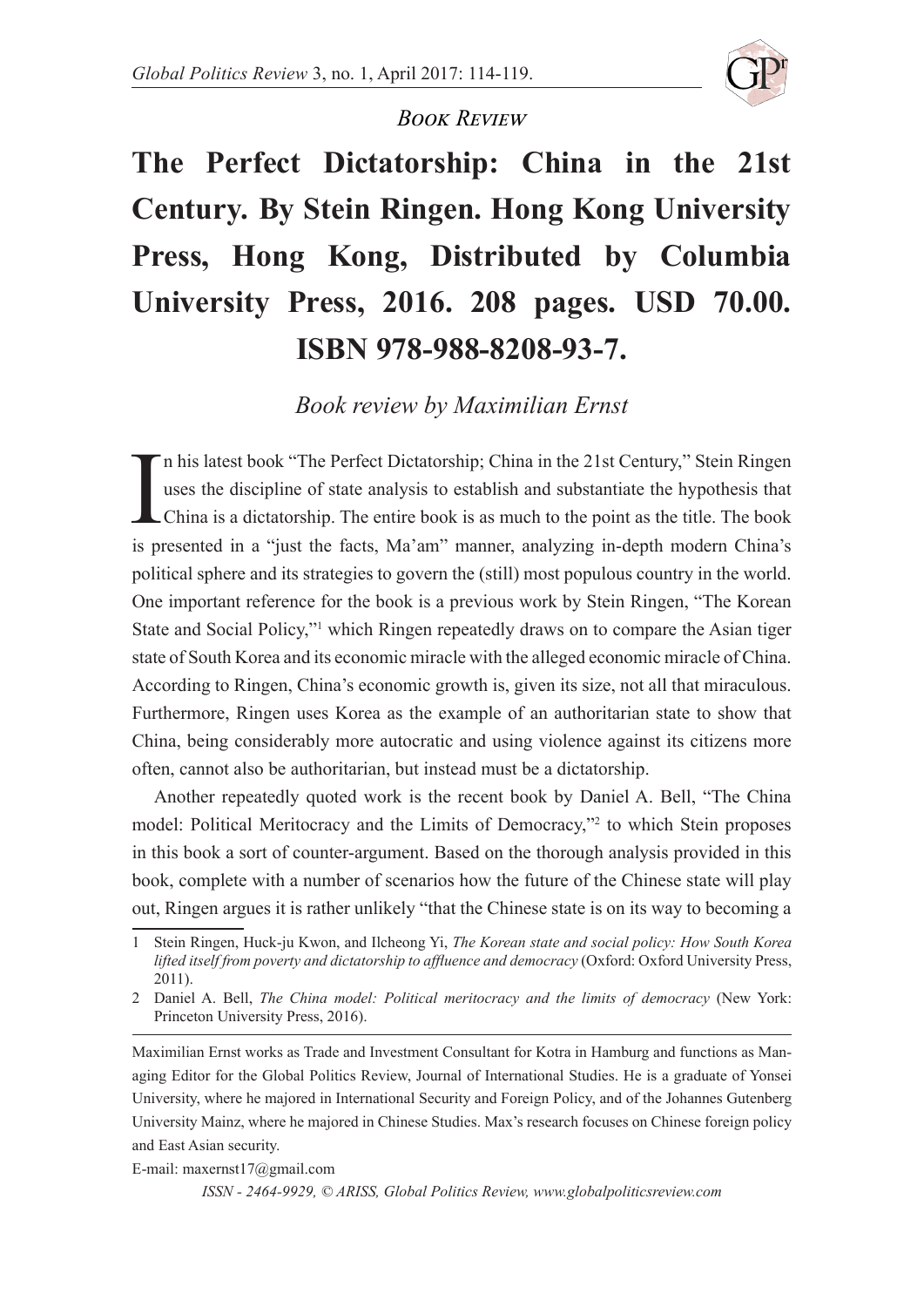*Book Review*

# The Perfect Dictatorship: China in the 21st Century. By Stein Ringen. Hong Kong University Press, Hong Kong, Distributed by Columbia University Press, 2016. 208 pages. USD 70.00. ISBN 978-988-8208-93-7.

*Book review by Maximilian Ernst*

In his latest book "The Perfect Dictatorship; China in the 21st Century," Stein Ringen uses the discipline of state analysis to establish and substantiate the hypothesis that China is a dictatorship. The entire book is as much to the point as the title. The book is presented in a "just the facts, Ma'am" manner, analyzing in-depth modern China's political sphere and its strategies to govern the (still) most populous country in the world. One important reference for the book is a previous work by Stein Ringen, "The Korean State and Social Policy,"[1] which Ringen repeatedly draws on to compare the Asian tiger state of South Korea and its economic miracle with the alleged economic miracle of China. According to Ringen, China's economic growth is, given its size, not all that miraculous. Furthermore, Ringen uses Korea as the example of an authoritarian state to show that China, being considerably more autocratic and using violence against its citizens more often, cannot also be authoritarian, but instead must be a dictatorship.

Another repeatedly quoted work is the recent book by Daniel A. Bell, "The China model: Political Meritocracy and the Limits of Democracy,"[2] to which Stein proposes in this book a sort of counter-argument. Based on the thorough analysis provided in this book, complete with a number of scenarios how the future of the Chinese state will play out, Ringen argues it is rather unlikely "that the Chinese state is on its way to becoming a

---

1 Stein Ringen, Huck-ju Kwon, and Ilcheong Yi, *The Korean state and social policy: How South Korea lifted itself from poverty and dictatorship to affluence and democracy* (Oxford: Oxford University Press, 2011).

2 Daniel A. Bell, *The China model: Political meritocracy and the limits of democracy* (New York: Princeton University Press, 2016).

---

Maximilian Ernst works as Trade and Investment Consultant for Kotra in Hamburg and functions as Managing Editor for the Global Politics Review, Journal of International Studies. He is a graduate of Yonsei University, where he majored in International Security and Foreign Policy, and of the Johannes Gutenberg University Mainz, where he majored in Chinese Studies. Max's research focuses on Chinese foreign policy and East Asian security.

E-mail: maxernst17@gmail.com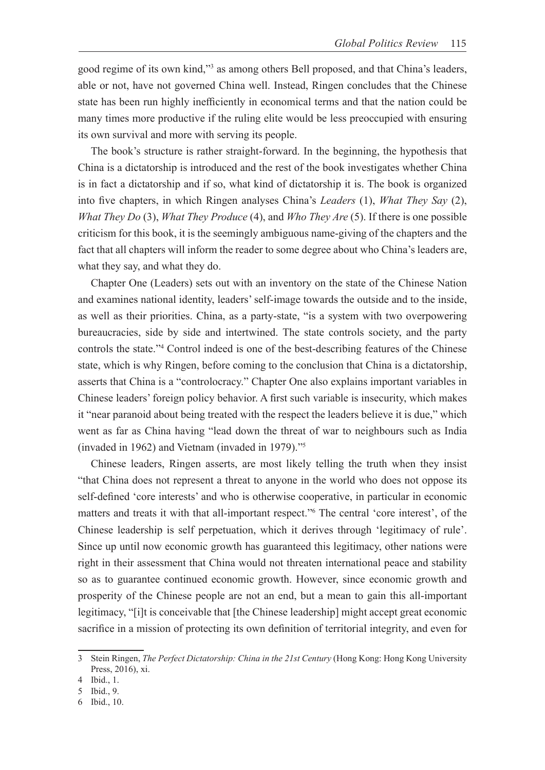good regime of its own kind,"[3] as among others Bell proposed, and that China's leaders, able or not, have not governed China well. Instead, Ringen concludes that the Chinese state has been run highly inefficiently in economical terms and that the nation could be many times more productive if the ruling elite would be less preoccupied with ensuring its own survival and more with serving its people.

The book's structure is rather straight-forward. In the beginning, the hypothesis that China is a dictatorship is introduced and the rest of the book investigates whether China is in fact a dictatorship and if so, what kind of dictatorship it is. The book is organized into five chapters, in which Ringen analyses China's *Leaders* (1), *What They Say* (2), *What They Do* (3), *What They Produce* (4), and *Who They Are* (5). If there is one possible criticism for this book, it is the seemingly ambiguous name-giving of the chapters and the fact that all chapters will inform the reader to some degree about who China's leaders are, what they say, and what they do.

Chapter One (Leaders) sets out with an inventory on the state of the Chinese Nation and examines national identity, leaders' self-image towards the outside and to the inside, as well as their priorities. China, as a party-state, "is a system with two overpowering bureaucracies, side by side and intertwined. The state controls society, and the party controls the state."[4] Control indeed is one of the best-describing features of the Chinese state, which is why Ringen, before coming to the conclusion that China is a dictatorship, asserts that China is a "controlocracy." Chapter One also explains important variables in Chinese leaders' foreign policy behavior. A first such variable is insecurity, which makes it "near paranoid about being treated with the respect the leaders believe it is due," which went as far as China having "lead down the threat of war to neighbours such as India (invaded in 1962) and Vietnam (invaded in 1979)."[5]

Chinese leaders, Ringen asserts, are most likely telling the truth when they insist "that China does not represent a threat to anyone in the world who does not oppose its self-defined 'core interests' and who is otherwise cooperative, in particular in economic matters and treats it with that all-important respect."[6] The central 'core interest', of the Chinese leadership is self perpetuation, which it derives through 'legitimacy of rule'. Since up until now economic growth has guaranteed this legitimacy, other nations were right in their assessment that China would not threaten international peace and stability so as to guarantee continued economic growth. However, since economic growth and prosperity of the Chinese people are not an end, but a mean to gain this all-important legitimacy, "[i]t is conceivable that [the Chinese leadership] might accept great economic sacrifice in a mission of protecting its own definition of territorial integrity, and even for

---

3 Stein Ringen, *The Perfect Dictatorship: China in the 21st Century* (Hong Kong: Hong Kong University Press, 2016), xi.

4 Ibid., 1.

5 Ibid., 9.

6 Ibid., 10.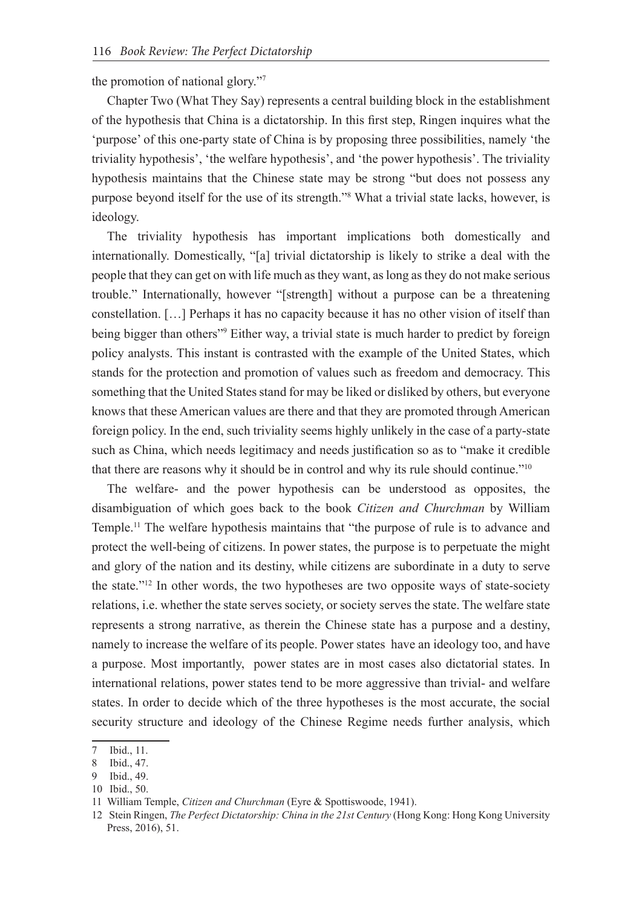the promotion of national glory."[7]

Chapter Two (What They Say) represents a central building block in the establishment of the hypothesis that China is a dictatorship. In this first step, Ringen inquires what the 'purpose' of this one-party state of China is by proposing three possibilities, namely 'the triviality hypothesis', 'the welfare hypothesis', and 'the power hypothesis'. The triviality hypothesis maintains that the Chinese state may be strong "but does not possess any purpose beyond itself for the use of its strength."[8] What a trivial state lacks, however, is ideology.

The triviality hypothesis has important implications both domestically and internationally. Domestically, "[a] trivial dictatorship is likely to strike a deal with the people that they can get on with life much as they want, as long as they do not make serious trouble." Internationally, however "[strength] without a purpose can be a threatening constellation. […] Perhaps it has no capacity because it has no other vision of itself than being bigger than others"[9] Either way, a trivial state is much harder to predict by foreign policy analysts. This instant is contrasted with the example of the United States, which stands for the protection and promotion of values such as freedom and democracy. This something that the United States stand for may be liked or disliked by others, but everyone knows that these American values are there and that they are promoted through American foreign policy. In the end, such triviality seems highly unlikely in the case of a party-state such as China, which needs legitimacy and needs justification so as to "make it credible that there are reasons why it should be in control and why its rule should continue."[10]

The welfare- and the power hypothesis can be understood as opposites, the disambiguation of which goes back to the book *Citizen and Churchman* by William Temple.[11] The welfare hypothesis maintains that "the purpose of rule is to advance and protect the well-being of citizens. In power states, the purpose is to perpetuate the might and glory of the nation and its destiny, while citizens are subordinate in a duty to serve the state."[12] In other words, the two hypotheses are two opposite ways of state-society relations, i.e. whether the state serves society, or society serves the state. The welfare state represents a strong narrative, as therein the Chinese state has a purpose and a destiny, namely to increase the welfare of its people. Power states have an ideology too, and have a purpose. Most importantly, power states are in most cases also dictatorial states. In international relations, power states tend to be more aggressive than trivial- and welfare states. In order to decide which of the three hypotheses is the most accurate, the social security structure and ideology of the Chinese Regime needs further analysis, which

---

7 Ibid., 11.

8 Ibid., 47.

9 Ibid., 49.

10 Ibid., 50.

11 William Temple, *Citizen and Churchman* (Eyre & Spottiswoode, 1941).

12 Stein Ringen, *The Perfect Dictatorship: China in the 21st Century* (Hong Kong: Hong Kong University Press, 2016), 51.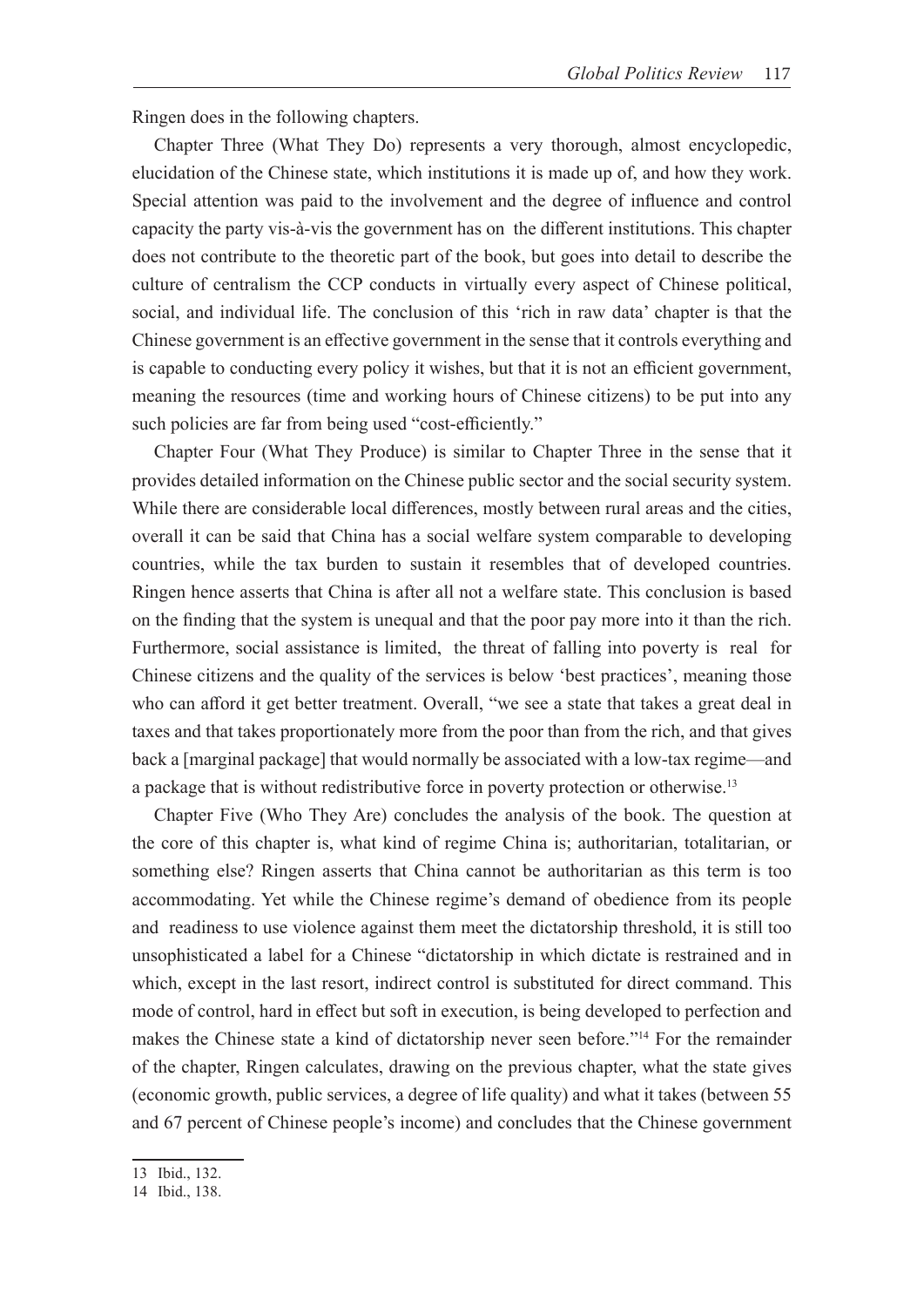Ringen does in the following chapters.

Chapter Three (What They Do) represents a very thorough, almost encyclopedic, elucidation of the Chinese state, which institutions it is made up of, and how they work. Special attention was paid to the involvement and the degree of influence and control capacity the party vis-à-vis the government has on the different institutions. This chapter does not contribute to the theoretic part of the book, but goes into detail to describe the culture of centralism the CCP conducts in virtually every aspect of Chinese political, social, and individual life. The conclusion of this 'rich in raw data' chapter is that the Chinese government is an effective government in the sense that it controls everything and is capable to conducting every policy it wishes, but that it is not an efficient government, meaning the resources (time and working hours of Chinese citizens) to be put into any such policies are far from being used "cost-efficiently."

Chapter Four (What They Produce) is similar to Chapter Three in the sense that it provides detailed information on the Chinese public sector and the social security system. While there are considerable local differences, mostly between rural areas and the cities, overall it can be said that China has a social welfare system comparable to developing countries, while the tax burden to sustain it resembles that of developed countries. Ringen hence asserts that China is after all not a welfare state. This conclusion is based on the finding that the system is unequal and that the poor pay more into it than the rich. Furthermore, social assistance is limited, the threat of falling into poverty is real for Chinese citizens and the quality of the services is below 'best practices', meaning those who can afford it get better treatment. Overall, "we see a state that takes a great deal in taxes and that takes proportionately more from the poor than from the rich, and that gives back a [marginal package] that would normally be associated with a low-tax regime—and a package that is without redistributive force in poverty protection or otherwise.[13]

Chapter Five (Who They Are) concludes the analysis of the book. The question at the core of this chapter is, what kind of regime China is; authoritarian, totalitarian, or something else? Ringen asserts that China cannot be authoritarian as this term is too accommodating. Yet while the Chinese regime's demand of obedience from its people and readiness to use violence against them meet the dictatorship threshold, it is still too unsophisticated a label for a Chinese "dictatorship in which dictate is restrained and in which, except in the last resort, indirect control is substituted for direct command. This mode of control, hard in effect but soft in execution, is being developed to perfection and makes the Chinese state a kind of dictatorship never seen before."[14] For the remainder of the chapter, Ringen calculates, drawing on the previous chapter, what the state gives (economic growth, public services, a degree of life quality) and what it takes (between 55 and 67 percent of Chinese people's income) and concludes that the Chinese government

---

13 Ibid., 132.

14 Ibid., 138.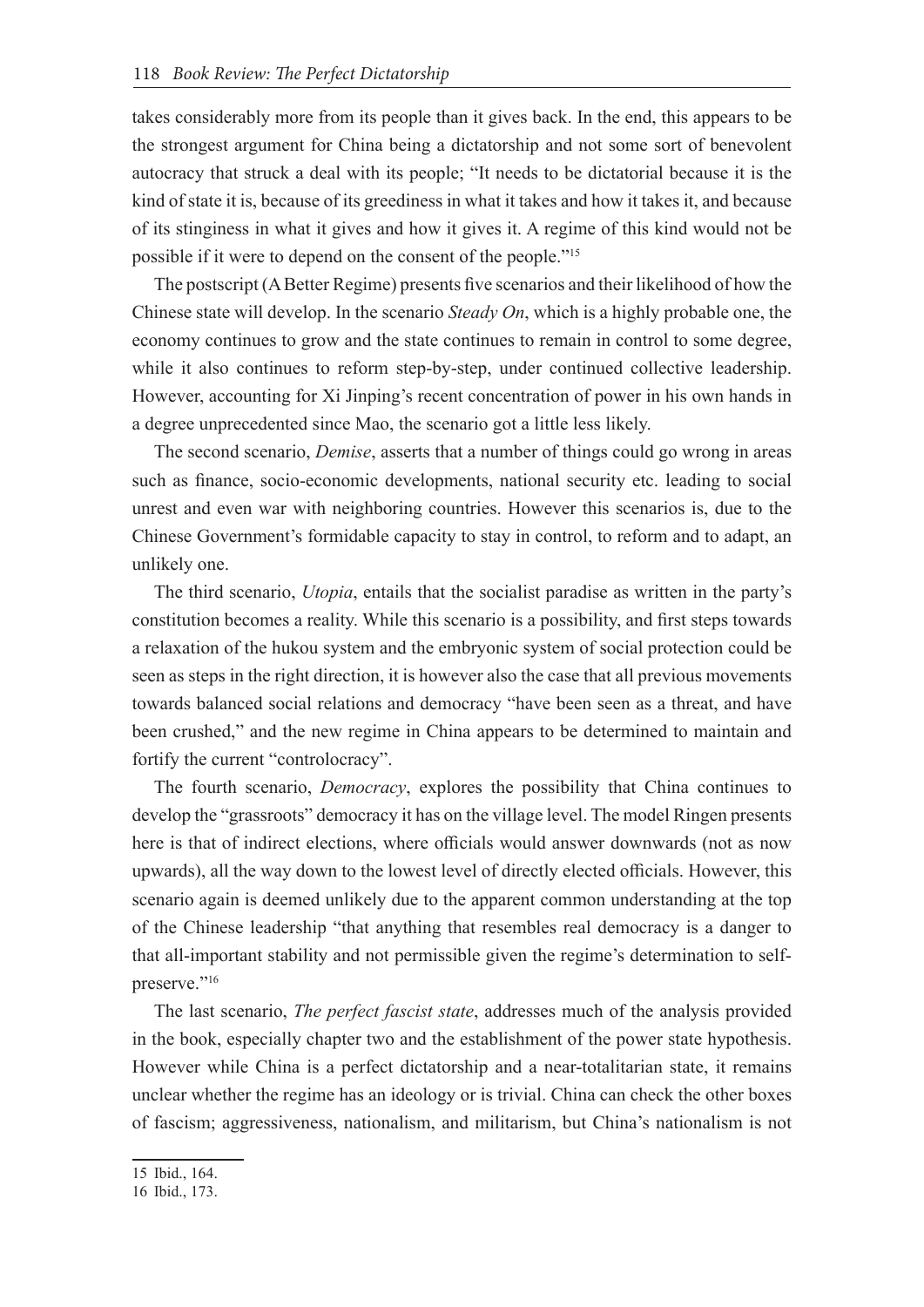takes considerably more from its people than it gives back. In the end, this appears to be the strongest argument for China being a dictatorship and not some sort of benevolent autocracy that struck a deal with its people; "It needs to be dictatorial because it is the kind of state it is, because of its greediness in what it takes and how it takes it, and because of its stinginess in what it gives and how it gives it. A regime of this kind would not be possible if it were to depend on the consent of the people."[15]

The postscript (A Better Regime) presents five scenarios and their likelihood of how the Chinese state will develop. In the scenario *Steady On*, which is a highly probable one, the economy continues to grow and the state continues to remain in control to some degree, while it also continues to reform step-by-step, under continued collective leadership. However, accounting for Xi Jinping's recent concentration of power in his own hands in a degree unprecedented since Mao, the scenario got a little less likely.

The second scenario, *Demise*, asserts that a number of things could go wrong in areas such as finance, socio-economic developments, national security etc. leading to social unrest and even war with neighboring countries. However this scenarios is, due to the Chinese Government's formidable capacity to stay in control, to reform and to adapt, an unlikely one.

The third scenario, *Utopia*, entails that the socialist paradise as written in the party's constitution becomes a reality. While this scenario is a possibility, and first steps towards a relaxation of the hukou system and the embryonic system of social protection could be seen as steps in the right direction, it is however also the case that all previous movements towards balanced social relations and democracy "have been seen as a threat, and have been crushed," and the new regime in China appears to be determined to maintain and fortify the current "controlocracy".

The fourth scenario, *Democracy*, explores the possibility that China continues to develop the "grassroots" democracy it has on the village level. The model Ringen presents here is that of indirect elections, where officials would answer downwards (not as now upwards), all the way down to the lowest level of directly elected officials. However, this scenario again is deemed unlikely due to the apparent common understanding at the top of the Chinese leadership "that anything that resembles real democracy is a danger to that all-important stability and not permissible given the regime's determination to self-preserve."[16]

The last scenario, *The perfect fascist state*, addresses much of the analysis provided in the book, especially chapter two and the establishment of the power state hypothesis. However while China is a perfect dictatorship and a near-totalitarian state, it remains unclear whether the regime has an ideology or is trivial. China can check the other boxes of fascism; aggressiveness, nationalism, and militarism, but China's nationalism is not

15 Ibid., 164.

16 Ibid., 173.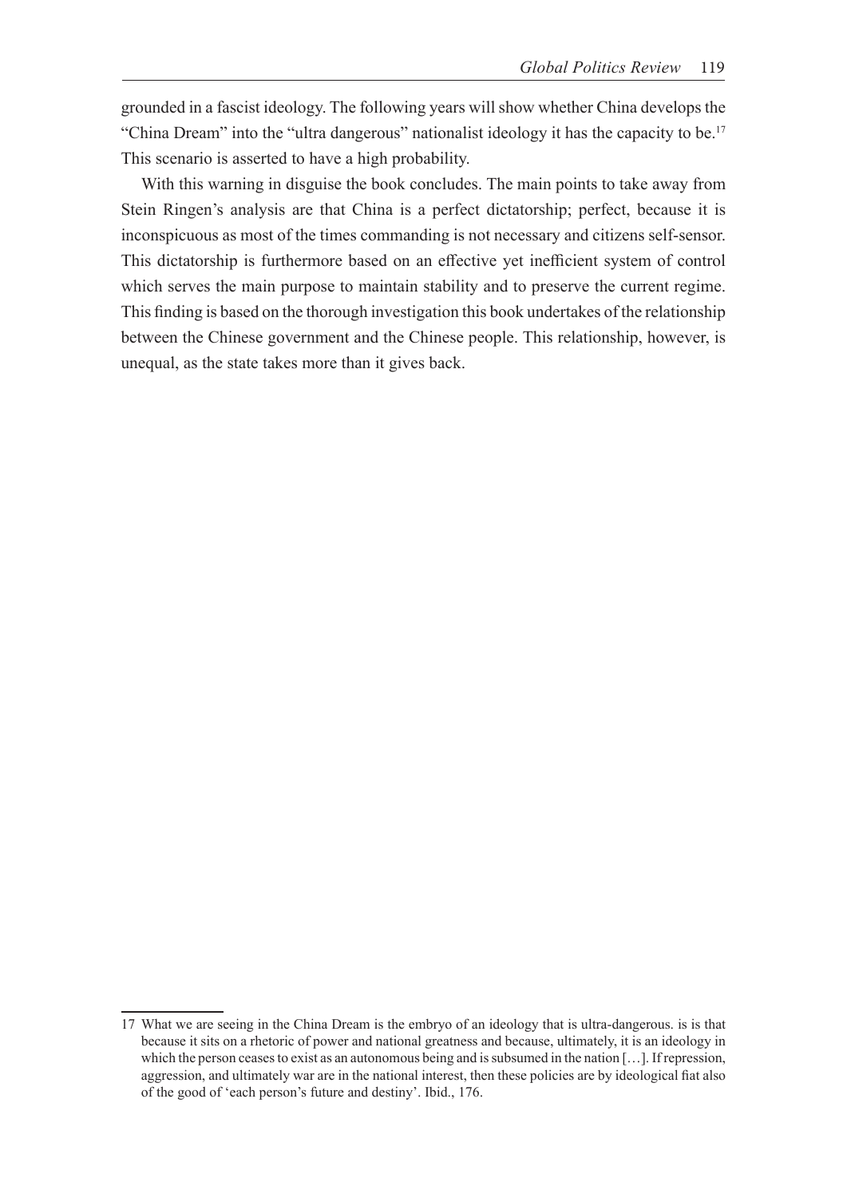grounded in a fascist ideology. The following years will show whether China develops the "China Dream" into the "ultra dangerous" nationalist ideology it has the capacity to be.[17] This scenario is asserted to have a high probability.

With this warning in disguise the book concludes. The main points to take away from Stein Ringen's analysis are that China is a perfect dictatorship; perfect, because it is inconspicuous as most of the times commanding is not necessary and citizens self-sensor. This dictatorship is furthermore based on an effective yet inefficient system of control which serves the main purpose to maintain stability and to preserve the current regime. This finding is based on the thorough investigation this book undertakes of the relationship between the Chinese government and the Chinese people. This relationship, however, is unequal, as the state takes more than it gives back.

---

17 What we are seeing in the China Dream is the embryo of an ideology that is ultra-dangerous. is is that because it sits on a rhetoric of power and national greatness and because, ultimately, it is an ideology in which the person ceases to exist as an autonomous being and is subsumed in the nation […]. If repression, aggression, and ultimately war are in the national interest, then these policies are by ideological fiat also of the good of 'each person's future and destiny'. Ibid., 176.